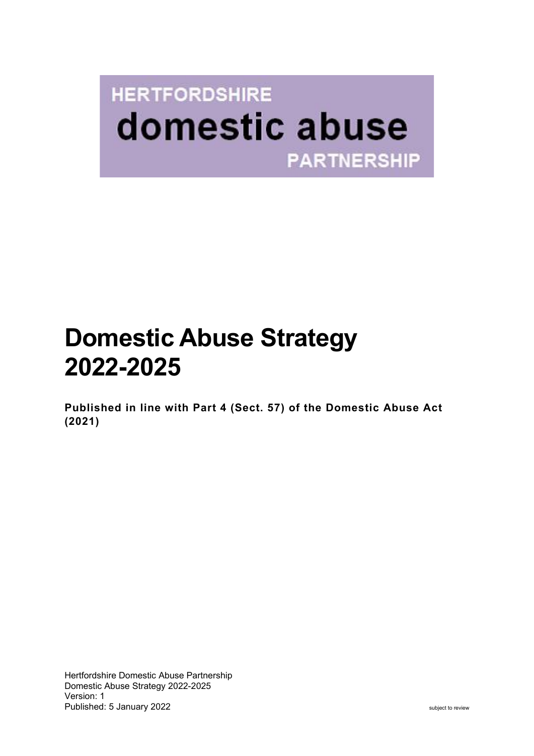HERTFORDSHIRE
domestic abuse
PARTNERSHIP

# Domestic Abuse Strategy 2022-2025

**Published in line with Part 4 (Sect. 57) of the Domestic Abuse Act (2021)**

Hertfordshire Domestic Abuse Partnership
Domestic Abuse Strategy 2022-2025
Version: 1
Published: 5 January 2022

subject to review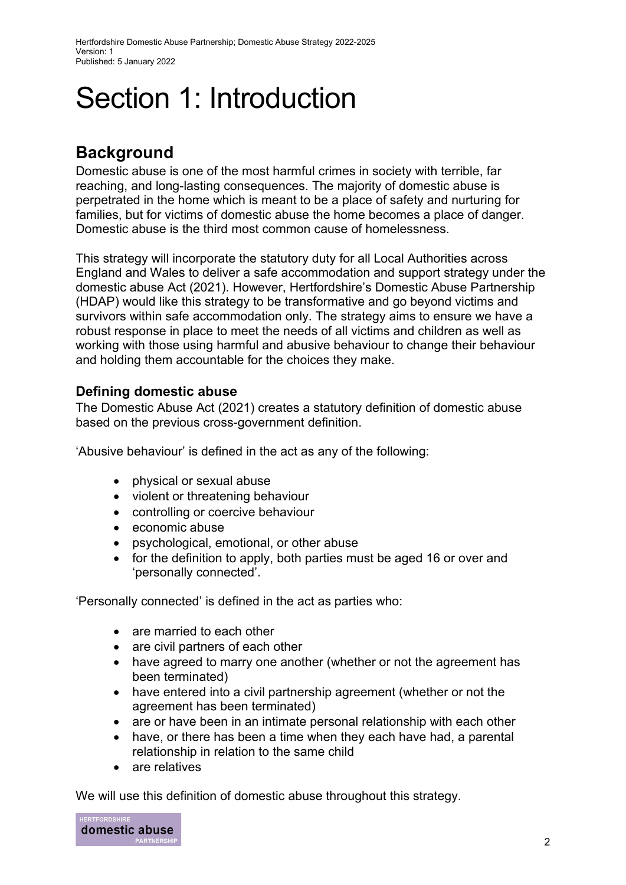# Section 1: Introduction

## Background

Domestic abuse is one of the most harmful crimes in society with terrible, far reaching, and long-lasting consequences. The majority of domestic abuse is perpetrated in the home which is meant to be a place of safety and nurturing for families, but for victims of domestic abuse the home becomes a place of danger. Domestic abuse is the third most common cause of homelessness.

This strategy will incorporate the statutory duty for all Local Authorities across England and Wales to deliver a safe accommodation and support strategy under the domestic abuse Act (2021). However, Hertfordshire's Domestic Abuse Partnership (HDAP) would like this strategy to be transformative and go beyond victims and survivors within safe accommodation only. The strategy aims to ensure we have a robust response in place to meet the needs of all victims and children as well as working with those using harmful and abusive behaviour to change their behaviour and holding them accountable for the choices they make.

### Defining domestic abuse

The Domestic Abuse Act (2021) creates a statutory definition of domestic abuse based on the previous cross-government definition.

'Abusive behaviour' is defined in the act as any of the following:

- physical or sexual abuse
- violent or threatening behaviour
- controlling or coercive behaviour
- economic abuse
- psychological, emotional, or other abuse
- for the definition to apply, both parties must be aged 16 or over and 'personally connected'.

'Personally connected' is defined in the act as parties who:

- are married to each other
- are civil partners of each other
- have agreed to marry one another (whether or not the agreement has been terminated)
- have entered into a civil partnership agreement (whether or not the agreement has been terminated)
- are or have been in an intimate personal relationship with each other
- have, or there has been a time when they each have had, a parental relationship in relation to the same child
- are relatives

We will use this definition of domestic abuse throughout this strategy.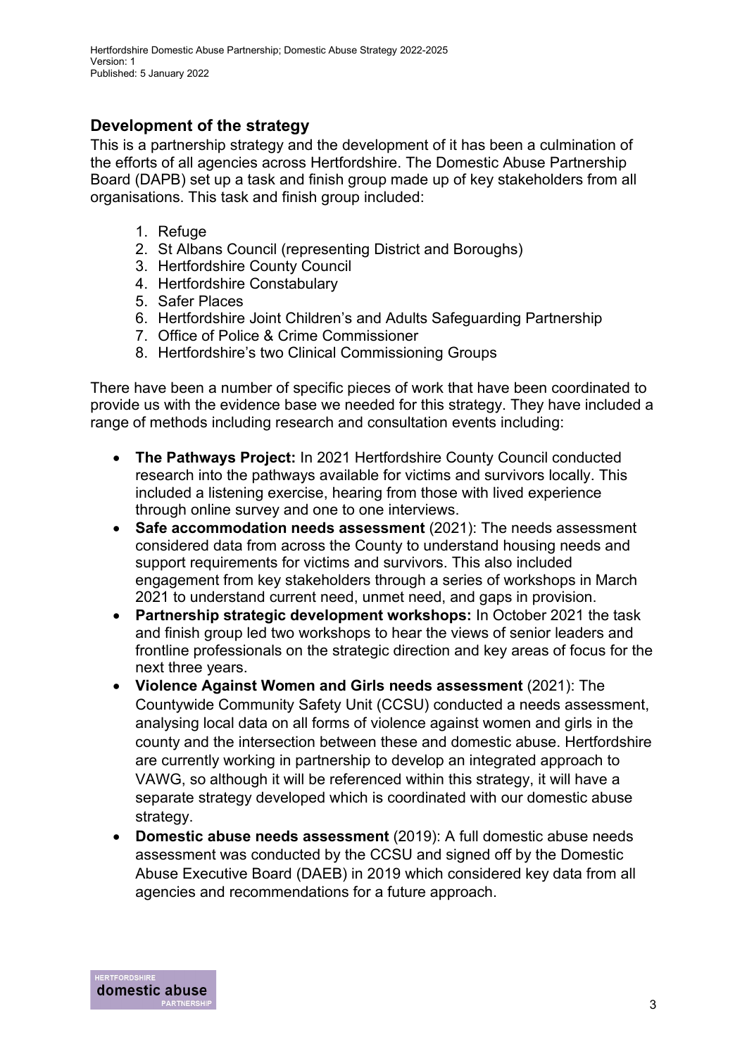## Development of the strategy

This is a partnership strategy and the development of it has been a culmination of the efforts of all agencies across Hertfordshire. The Domestic Abuse Partnership Board (DAPB) set up a task and finish group made up of key stakeholders from all organisations. This task and finish group included:

1. Refuge
2. St Albans Council (representing District and Boroughs)
3. Hertfordshire County Council
4. Hertfordshire Constabulary
5. Safer Places
6. Hertfordshire Joint Children's and Adults Safeguarding Partnership
7. Office of Police & Crime Commissioner
8. Hertfordshire's two Clinical Commissioning Groups

There have been a number of specific pieces of work that have been coordinated to provide us with the evidence base we needed for this strategy. They have included a range of methods including research and consultation events including:

- **The Pathways Project:** In 2021 Hertfordshire County Council conducted research into the pathways available for victims and survivors locally. This included a listening exercise, hearing from those with lived experience through online survey and one to one interviews.
- **Safe accommodation needs assessment** (2021): The needs assessment considered data from across the County to understand housing needs and support requirements for victims and survivors. This also included engagement from key stakeholders through a series of workshops in March 2021 to understand current need, unmet need, and gaps in provision.
- **Partnership strategic development workshops:** In October 2021 the task and finish group led two workshops to hear the views of senior leaders and frontline professionals on the strategic direction and key areas of focus for the next three years.
- **Violence Against Women and Girls needs assessment** (2021): The Countywide Community Safety Unit (CCSU) conducted a needs assessment, analysing local data on all forms of violence against women and girls in the county and the intersection between these and domestic abuse. Hertfordshire are currently working in partnership to develop an integrated approach to VAWG, so although it will be referenced within this strategy, it will have a separate strategy developed which is coordinated with our domestic abuse strategy.
- **Domestic abuse needs assessment** (2019): A full domestic abuse needs assessment was conducted by the CCSU and signed off by the Domestic Abuse Executive Board (DAEB) in 2019 which considered key data from all agencies and recommendations for a future approach.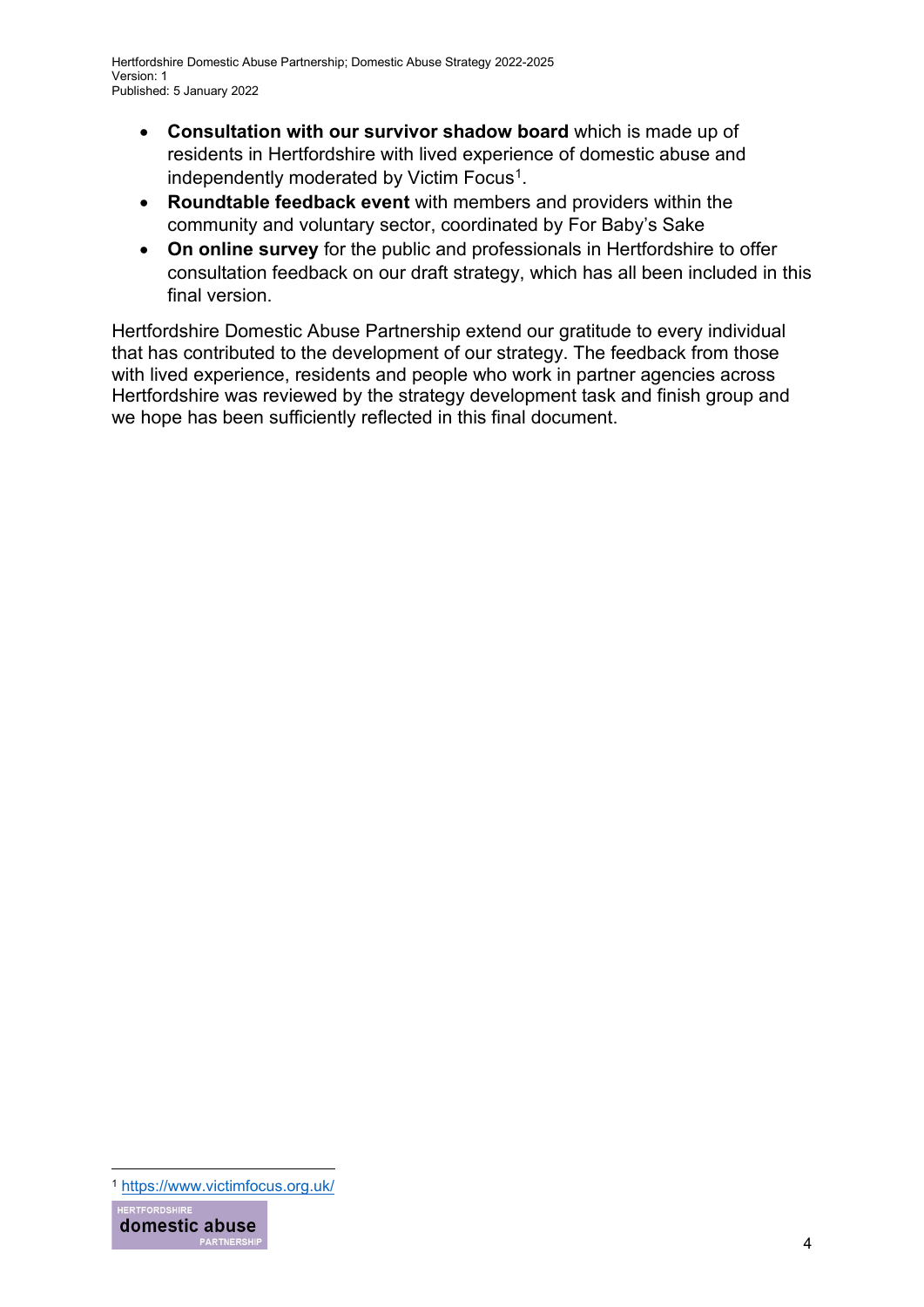- **Consultation with our survivor shadow board** which is made up of residents in Hertfordshire with lived experience of domestic abuse and independently moderated by Victim Focus[1].
- **Roundtable feedback event** with members and providers within the community and voluntary sector, coordinated by For Baby's Sake
- **On online survey** for the public and professionals in Hertfordshire to offer consultation feedback on our draft strategy, which has all been included in this final version.

Hertfordshire Domestic Abuse Partnership extend our gratitude to every individual that has contributed to the development of our strategy. The feedback from those with lived experience, residents and people who work in partner agencies across Hertfordshire was reviewed by the strategy development task and finish group and we hope has been sufficiently reflected in this final document.

[1] https://www.victimfocus.org.uk/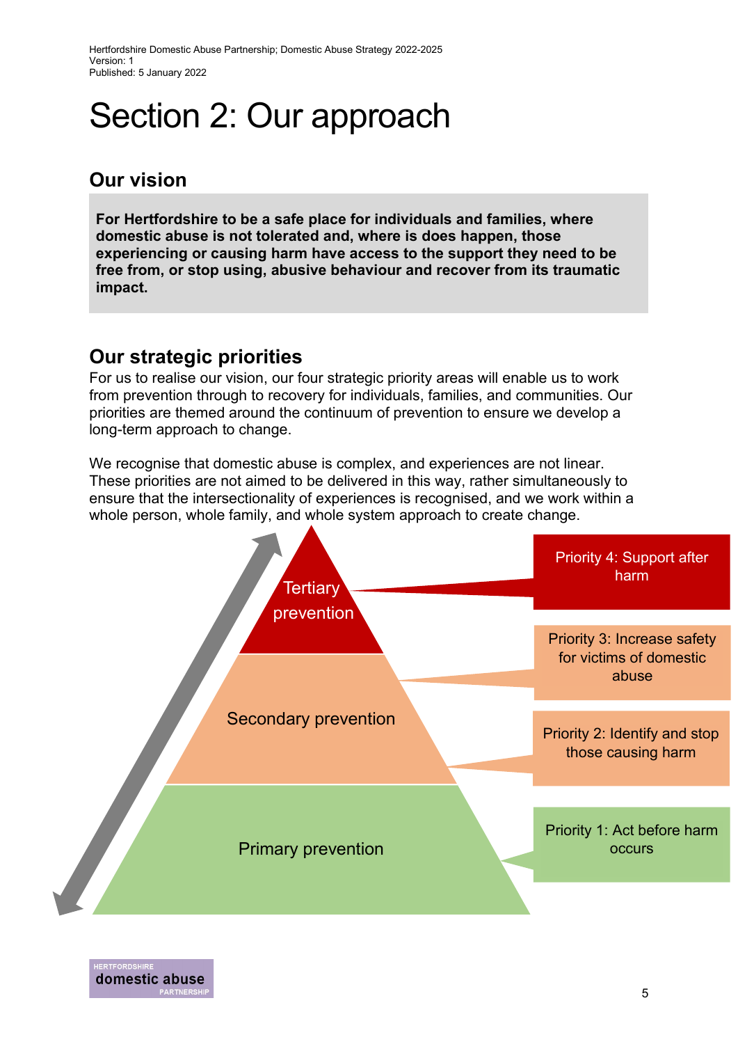# Section 2: Our approach

## Our vision

**For Hertfordshire to be a safe place for individuals and families, where domestic abuse is not tolerated and, where is does happen, those experiencing or causing harm have access to the support they need to be free from, or stop using, abusive behaviour and recover from its traumatic impact.**

## Our strategic priorities

For us to realise our vision, our four strategic priority areas will enable us to work from prevention through to recovery for individuals, families, and communities. Our priorities are themed around the continuum of prevention to ensure we develop a long-term approach to change.

We recognise that domestic abuse is complex, and experiences are not linear. These priorities are not aimed to be delivered in this way, rather simultaneously to ensure that the intersectionality of experiences is recognised, and we work within a whole person, whole family, and whole system approach to create change.

- Tertiary prevention — Priority 4: Support after harm
- Secondary prevention — Priority 3: Increase safety for victims of domestic abuse
- Secondary prevention — Priority 2: Identify and stop those causing harm
- Primary prevention — Priority 1: Act before harm occurs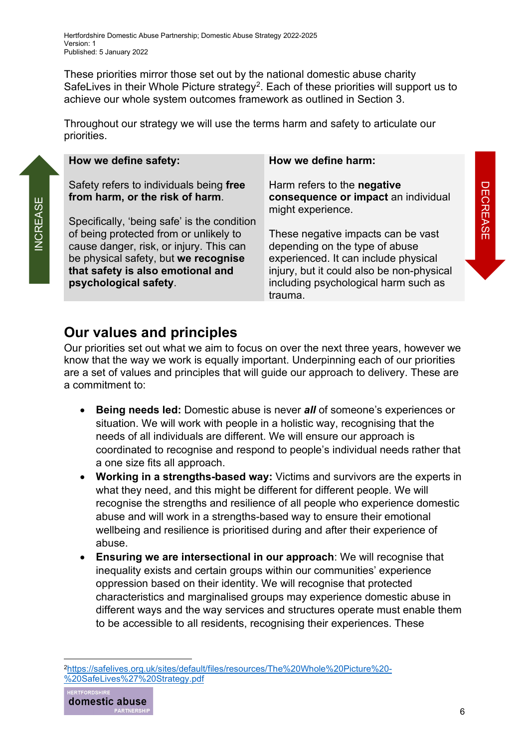These priorities mirror those set out by the national domestic abuse charity SafeLives in their Whole Picture strategy[2]. Each of these priorities will support us to achieve our whole system outcomes framework as outlined in Section 3.

Throughout our strategy we will use the terms harm and safety to articulate our priorities.

| INCREASE | How we define safety: | How we define harm: | DECREASE |
|---|---|---|---|
| | Safety refers to individuals being **free from harm, or the risk of harm**.<br><br>Specifically, 'being safe' is the condition of being protected from or unlikely to cause danger, risk, or injury. This can be physical safety, but **we recognise that safety is also emotional and psychological safety**. | Harm refers to the **negative consequence or impact** an individual might experience.<br><br>These negative impacts can be vast depending on the type of abuse experienced. It can include physical injury, but it could also be non-physical including psychological harm such as trauma. | |

## Our values and principles

Our priorities set out what we aim to focus on over the next three years, however we know that the way we work is equally important. Underpinning each of our priorities are a set of values and principles that will guide our approach to delivery. These are a commitment to:

- **Being needs led:** Domestic abuse is never ***all*** of someone's experiences or situation. We will work with people in a holistic way, recognising that the needs of all individuals are different. We will ensure our approach is coordinated to recognise and respond to people's individual needs rather that a one size fits all approach.
- **Working in a strengths-based way:** Victims and survivors are the experts in what they need, and this might be different for different people. We will recognise the strengths and resilience of all people who experience domestic abuse and will work in a strengths-based way to ensure their emotional wellbeing and resilience is prioritised during and after their experience of abuse.
- **Ensuring we are intersectional in our approach**: We will recognise that inequality exists and certain groups within our communities' experience oppression based on their identity. We will recognise that protected characteristics and marginalised groups may experience domestic abuse in different ways and the way services and structures operate must enable them to be accessible to all residents, recognising their experiences. These

[2] https://safelives.org.uk/sites/default/files/resources/The%20Whole%20Picture%20-%20SafeLives%27%20Strategy.pdf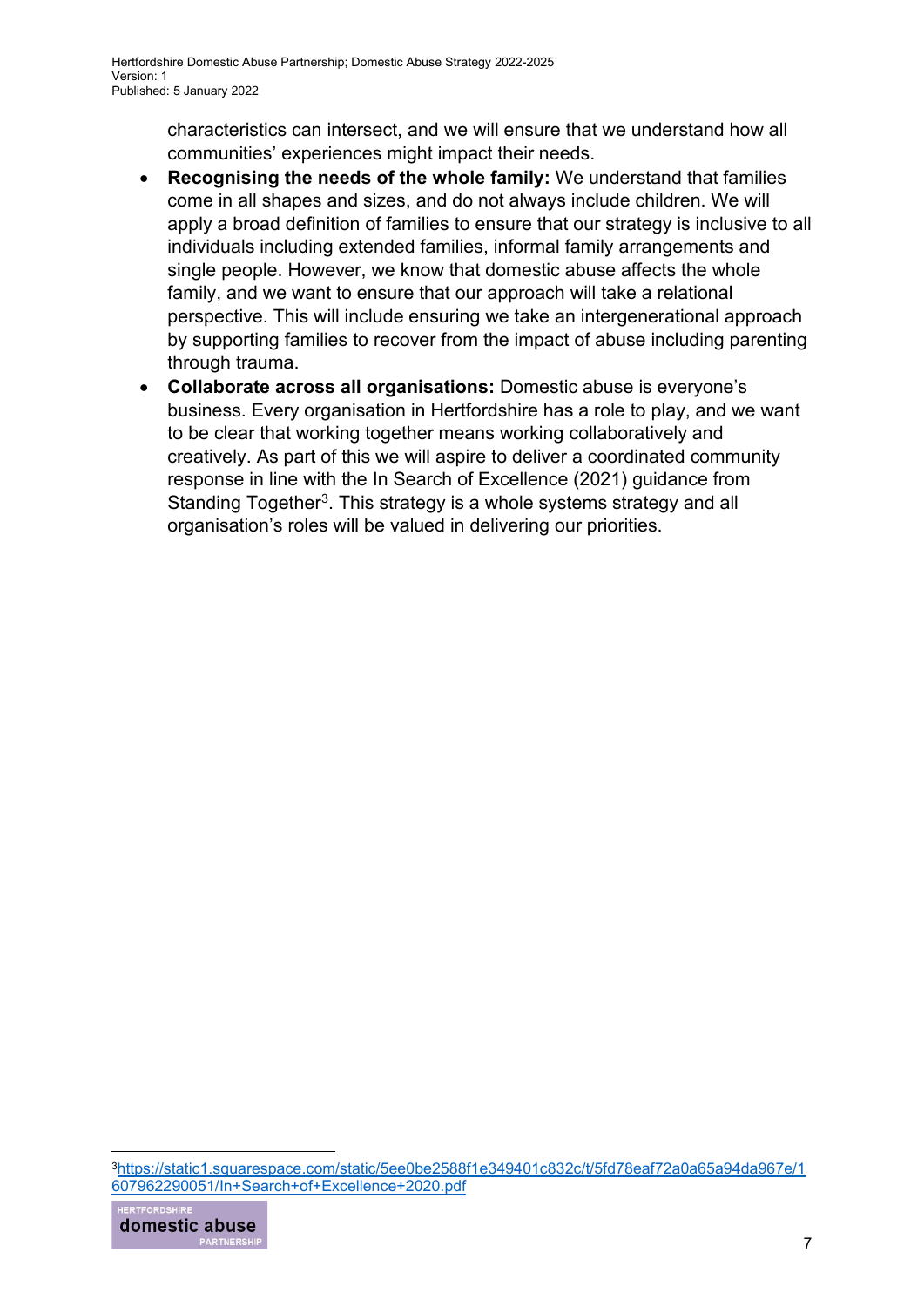characteristics can intersect, and we will ensure that we understand how all communities' experiences might impact their needs.

- **Recognising the needs of the whole family:** We understand that families come in all shapes and sizes, and do not always include children. We will apply a broad definition of families to ensure that our strategy is inclusive to all individuals including extended families, informal family arrangements and single people. However, we know that domestic abuse affects the whole family, and we want to ensure that our approach will take a relational perspective. This will include ensuring we take an intergenerational approach by supporting families to recover from the impact of abuse including parenting through trauma.
- **Collaborate across all organisations:** Domestic abuse is everyone's business. Every organisation in Hertfordshire has a role to play, and we want to be clear that working together means working collaboratively and creatively. As part of this we will aspire to deliver a coordinated community response in line with the In Search of Excellence (2021) guidance from Standing Together[3]. This strategy is a whole systems strategy and all organisation's roles will be valued in delivering our priorities.

---

[3] https://static1.squarespace.com/static/5ee0be2588f1e349401c832c/t/5fd78eaf72a0a65a94da967e/1607962290051/In+Search+of+Excellence+2020.pdf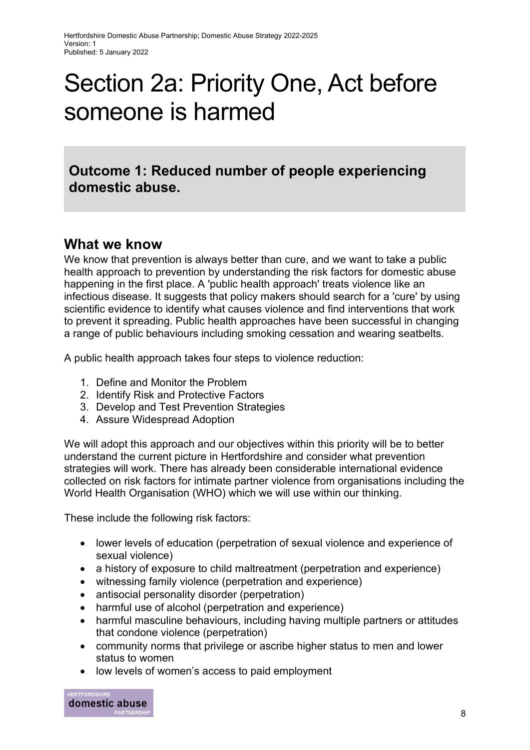# Section 2a: Priority One, Act before someone is harmed

## Outcome 1: Reduced number of people experiencing domestic abuse.

## What we know

We know that prevention is always better than cure, and we want to take a public health approach to prevention by understanding the risk factors for domestic abuse happening in the first place. A 'public health approach' treats violence like an infectious disease. It suggests that policy makers should search for a 'cure' by using scientific evidence to identify what causes violence and find interventions that work to prevent it spreading. Public health approaches have been successful in changing a range of public behaviours including smoking cessation and wearing seatbelts.

A public health approach takes four steps to violence reduction:

1. Define and Monitor the Problem
2. Identify Risk and Protective Factors
3. Develop and Test Prevention Strategies
4. Assure Widespread Adoption

We will adopt this approach and our objectives within this priority will be to better understand the current picture in Hertfordshire and consider what prevention strategies will work. There has already been considerable international evidence collected on risk factors for intimate partner violence from organisations including the World Health Organisation (WHO) which we will use within our thinking.

These include the following risk factors:

- lower levels of education (perpetration of sexual violence and experience of sexual violence)
- a history of exposure to child maltreatment (perpetration and experience)
- witnessing family violence (perpetration and experience)
- antisocial personality disorder (perpetration)
- harmful use of alcohol (perpetration and experience)
- harmful masculine behaviours, including having multiple partners or attitudes that condone violence (perpetration)
- community norms that privilege or ascribe higher status to men and lower status to women
- low levels of women's access to paid employment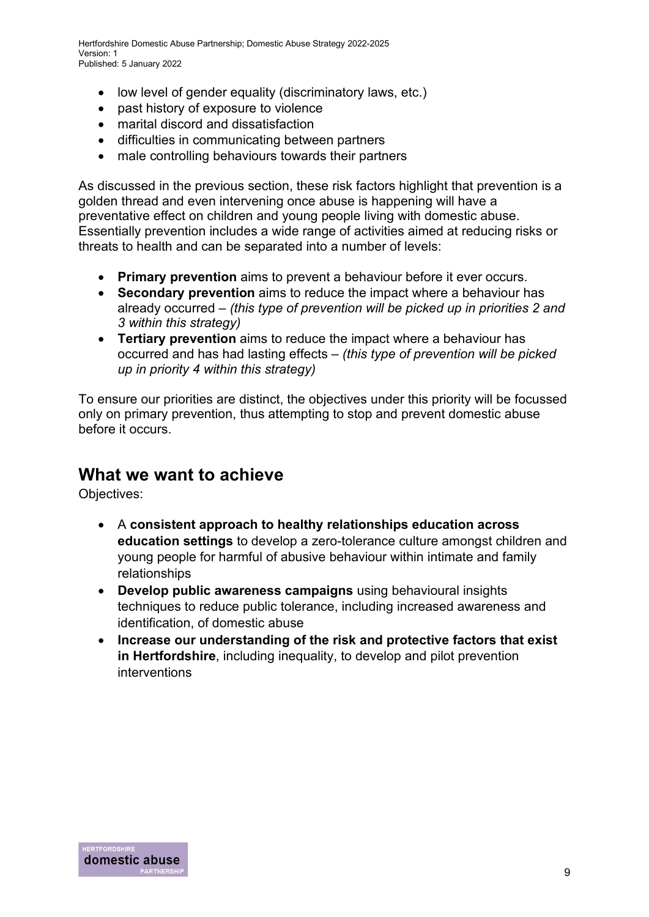- low level of gender equality (discriminatory laws, etc.)
- past history of exposure to violence
- marital discord and dissatisfaction
- difficulties in communicating between partners
- male controlling behaviours towards their partners

As discussed in the previous section, these risk factors highlight that prevention is a golden thread and even intervening once abuse is happening will have a preventative effect on children and young people living with domestic abuse. Essentially prevention includes a wide range of activities aimed at reducing risks or threats to health and can be separated into a number of levels:

- **Primary prevention** aims to prevent a behaviour before it ever occurs.
- **Secondary prevention** aims to reduce the impact where a behaviour has already occurred – *(this type of prevention will be picked up in priorities 2 and 3 within this strategy)*
- **Tertiary prevention** aims to reduce the impact where a behaviour has occurred and has had lasting effects – *(this type of prevention will be picked up in priority 4 within this strategy)*

To ensure our priorities are distinct, the objectives under this priority will be focussed only on primary prevention, thus attempting to stop and prevent domestic abuse before it occurs.

## What we want to achieve

Objectives:

- A **consistent approach to healthy relationships education across education settings** to develop a zero-tolerance culture amongst children and young people for harmful of abusive behaviour within intimate and family relationships
- **Develop public awareness campaigns** using behavioural insights techniques to reduce public tolerance, including increased awareness and identification, of domestic abuse
- **Increase our understanding of the risk and protective factors that exist in Hertfordshire**, including inequality, to develop and pilot prevention interventions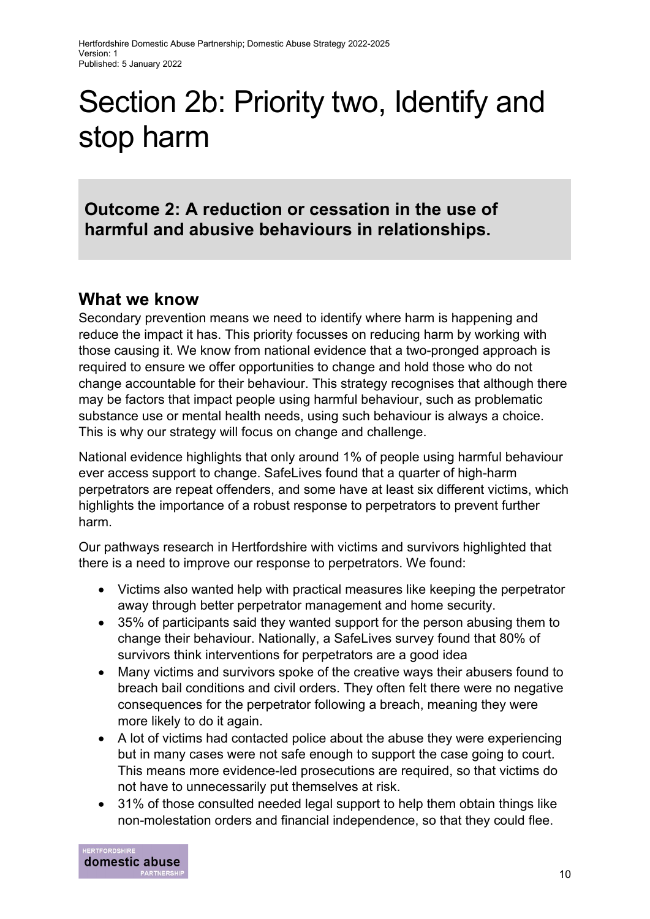# Section 2b: Priority two, Identify and stop harm

**Outcome 2: A reduction or cessation in the use of harmful and abusive behaviours in relationships.**

## What we know

Secondary prevention means we need to identify where harm is happening and reduce the impact it has. This priority focusses on reducing harm by working with those causing it. We know from national evidence that a two-pronged approach is required to ensure we offer opportunities to change and hold those who do not change accountable for their behaviour. This strategy recognises that although there may be factors that impact people using harmful behaviour, such as problematic substance use or mental health needs, using such behaviour is always a choice. This is why our strategy will focus on change and challenge.

National evidence highlights that only around 1% of people using harmful behaviour ever access support to change. SafeLives found that a quarter of high-harm perpetrators are repeat offenders, and some have at least six different victims, which highlights the importance of a robust response to perpetrators to prevent further harm.

Our pathways research in Hertfordshire with victims and survivors highlighted that there is a need to improve our response to perpetrators. We found:

- Victims also wanted help with practical measures like keeping the perpetrator away through better perpetrator management and home security.
- 35% of participants said they wanted support for the person abusing them to change their behaviour. Nationally, a SafeLives survey found that 80% of survivors think interventions for perpetrators are a good idea
- Many victims and survivors spoke of the creative ways their abusers found to breach bail conditions and civil orders. They often felt there were no negative consequences for the perpetrator following a breach, meaning they were more likely to do it again.
- A lot of victims had contacted police about the abuse they were experiencing but in many cases were not safe enough to support the case going to court. This means more evidence-led prosecutions are required, so that victims do not have to unnecessarily put themselves at risk.
- 31% of those consulted needed legal support to help them obtain things like non-molestation orders and financial independence, so that they could flee.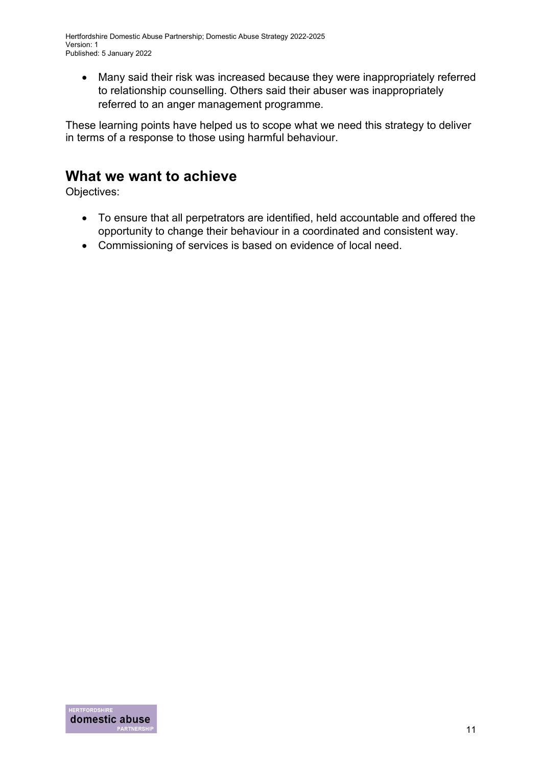- Many said their risk was increased because they were inappropriately referred to relationship counselling. Others said their abuser was inappropriately referred to an anger management programme.

These learning points have helped us to scope what we need this strategy to deliver in terms of a response to those using harmful behaviour.

## What we want to achieve

Objectives:

- To ensure that all perpetrators are identified, held accountable and offered the opportunity to change their behaviour in a coordinated and consistent way.
- Commissioning of services is based on evidence of local need.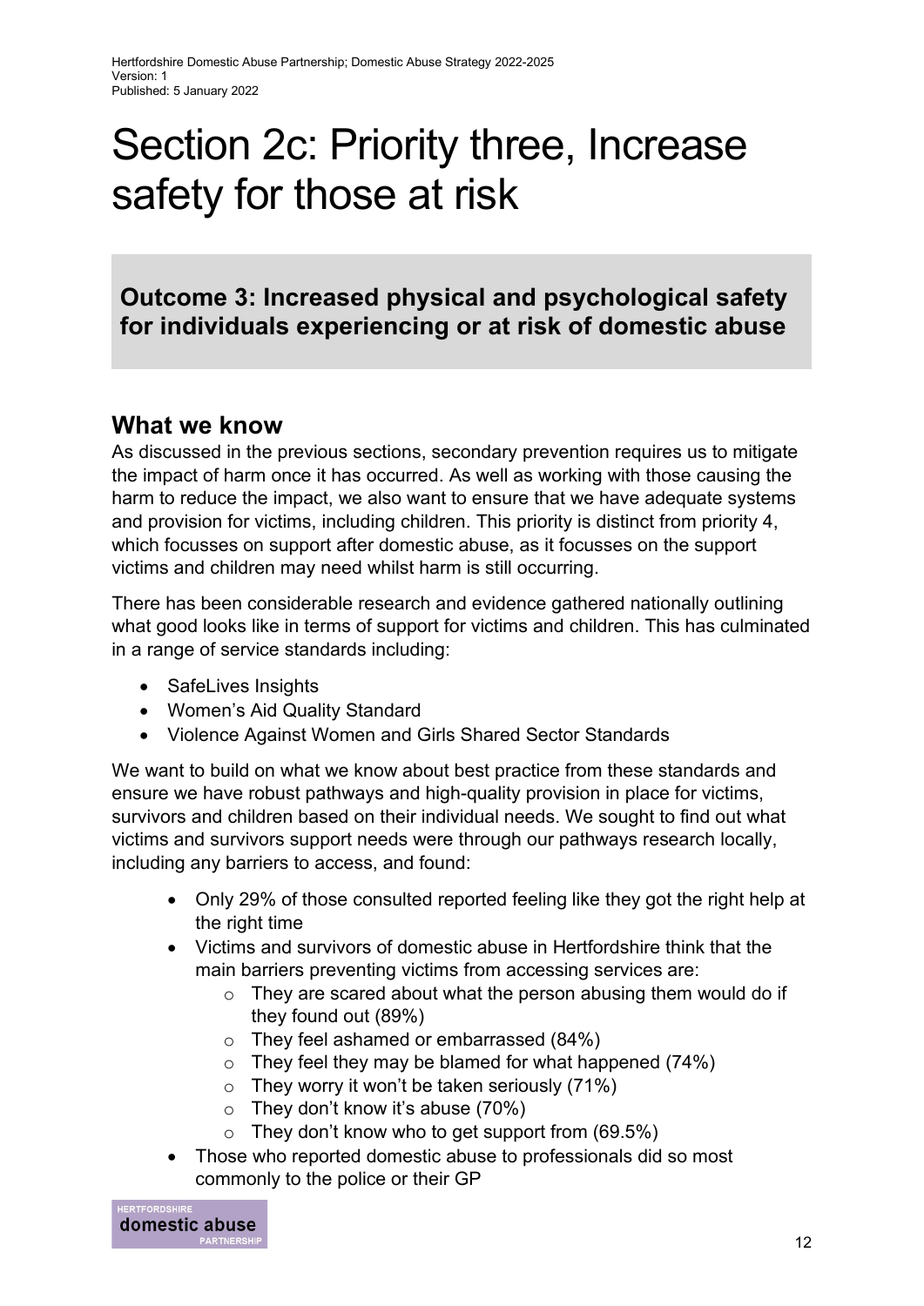# Section 2c: Priority three, Increase safety for those at risk

**Outcome 3: Increased physical and psychological safety for individuals experiencing or at risk of domestic abuse**

## What we know

As discussed in the previous sections, secondary prevention requires us to mitigate the impact of harm once it has occurred. As well as working with those causing the harm to reduce the impact, we also want to ensure that we have adequate systems and provision for victims, including children. This priority is distinct from priority 4, which focusses on support after domestic abuse, as it focusses on the support victims and children may need whilst harm is still occurring.

There has been considerable research and evidence gathered nationally outlining what good looks like in terms of support for victims and children. This has culminated in a range of service standards including:

- SafeLives Insights
- Women's Aid Quality Standard
- Violence Against Women and Girls Shared Sector Standards

We want to build on what we know about best practice from these standards and ensure we have robust pathways and high-quality provision in place for victims, survivors and children based on their individual needs. We sought to find out what victims and survivors support needs were through our pathways research locally, including any barriers to access, and found:

- Only 29% of those consulted reported feeling like they got the right help at the right time
- Victims and survivors of domestic abuse in Hertfordshire think that the main barriers preventing victims from accessing services are:
  - They are scared about what the person abusing them would do if they found out (89%)
  - They feel ashamed or embarrassed (84%)
  - They feel they may be blamed for what happened (74%)
  - They worry it won't be taken seriously (71%)
  - They don't know it's abuse (70%)
  - They don't know who to get support from (69.5%)
- Those who reported domestic abuse to professionals did so most commonly to the police or their GP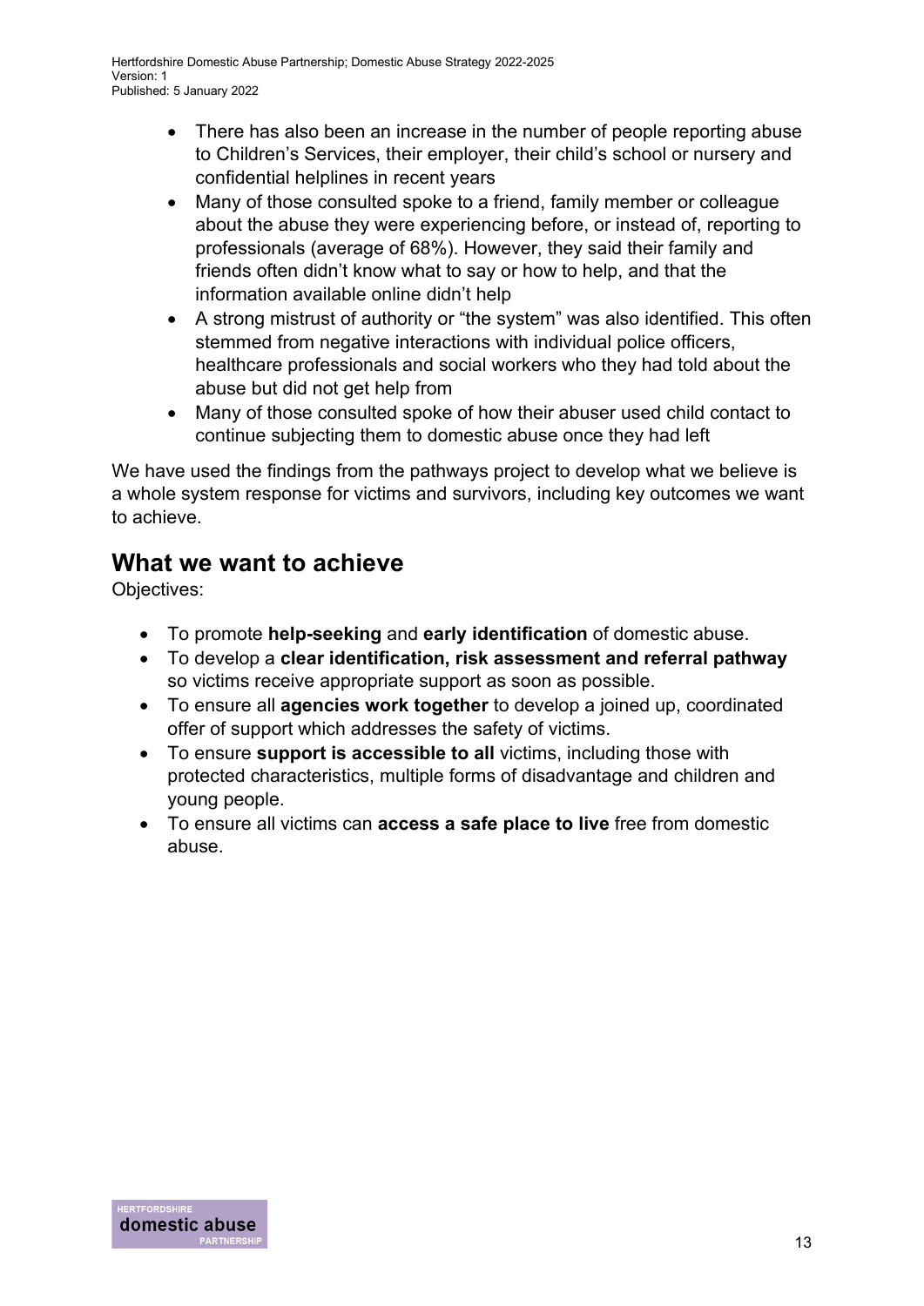- There has also been an increase in the number of people reporting abuse to Children's Services, their employer, their child's school or nursery and confidential helplines in recent years
- Many of those consulted spoke to a friend, family member or colleague about the abuse they were experiencing before, or instead of, reporting to professionals (average of 68%). However, they said their family and friends often didn't know what to say or how to help, and that the information available online didn't help
- A strong mistrust of authority or "the system" was also identified. This often stemmed from negative interactions with individual police officers, healthcare professionals and social workers who they had told about the abuse but did not get help from
- Many of those consulted spoke of how their abuser used child contact to continue subjecting them to domestic abuse once they had left

We have used the findings from the pathways project to develop what we believe is a whole system response for victims and survivors, including key outcomes we want to achieve.

## What we want to achieve

Objectives:

- To promote **help-seeking** and **early identification** of domestic abuse.
- To develop a **clear identification, risk assessment and referral pathway** so victims receive appropriate support as soon as possible.
- To ensure all **agencies work together** to develop a joined up, coordinated offer of support which addresses the safety of victims.
- To ensure **support is accessible to all** victims, including those with protected characteristics, multiple forms of disadvantage and children and young people.
- To ensure all victims can **access a safe place to live** free from domestic abuse.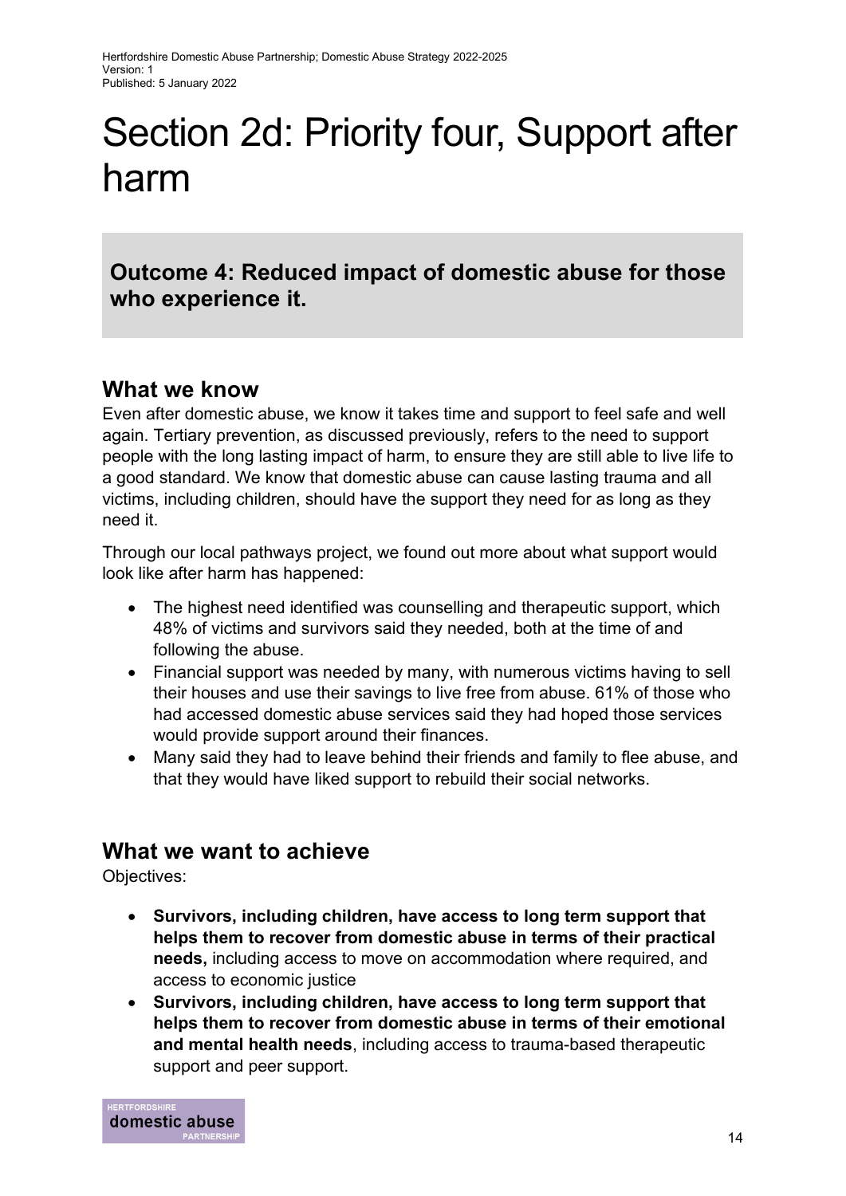# Section 2d: Priority four, Support after harm

**Outcome 4: Reduced impact of domestic abuse for those who experience it.**

## What we know

Even after domestic abuse, we know it takes time and support to feel safe and well again. Tertiary prevention, as discussed previously, refers to the need to support people with the long lasting impact of harm, to ensure they are still able to live life to a good standard. We know that domestic abuse can cause lasting trauma and all victims, including children, should have the support they need for as long as they need it.

Through our local pathways project, we found out more about what support would look like after harm has happened:

- The highest need identified was counselling and therapeutic support, which 48% of victims and survivors said they needed, both at the time of and following the abuse.
- Financial support was needed by many, with numerous victims having to sell their houses and use their savings to live free from abuse. 61% of those who had accessed domestic abuse services said they had hoped those services would provide support around their finances.
- Many said they had to leave behind their friends and family to flee abuse, and that they would have liked support to rebuild their social networks.

## What we want to achieve

Objectives:

- **Survivors, including children, have access to long term support that helps them to recover from domestic abuse in terms of their practical needs,** including access to move on accommodation where required, and access to economic justice
- **Survivors, including children, have access to long term support that helps them to recover from domestic abuse in terms of their emotional and mental health needs**, including access to trauma-based therapeutic support and peer support.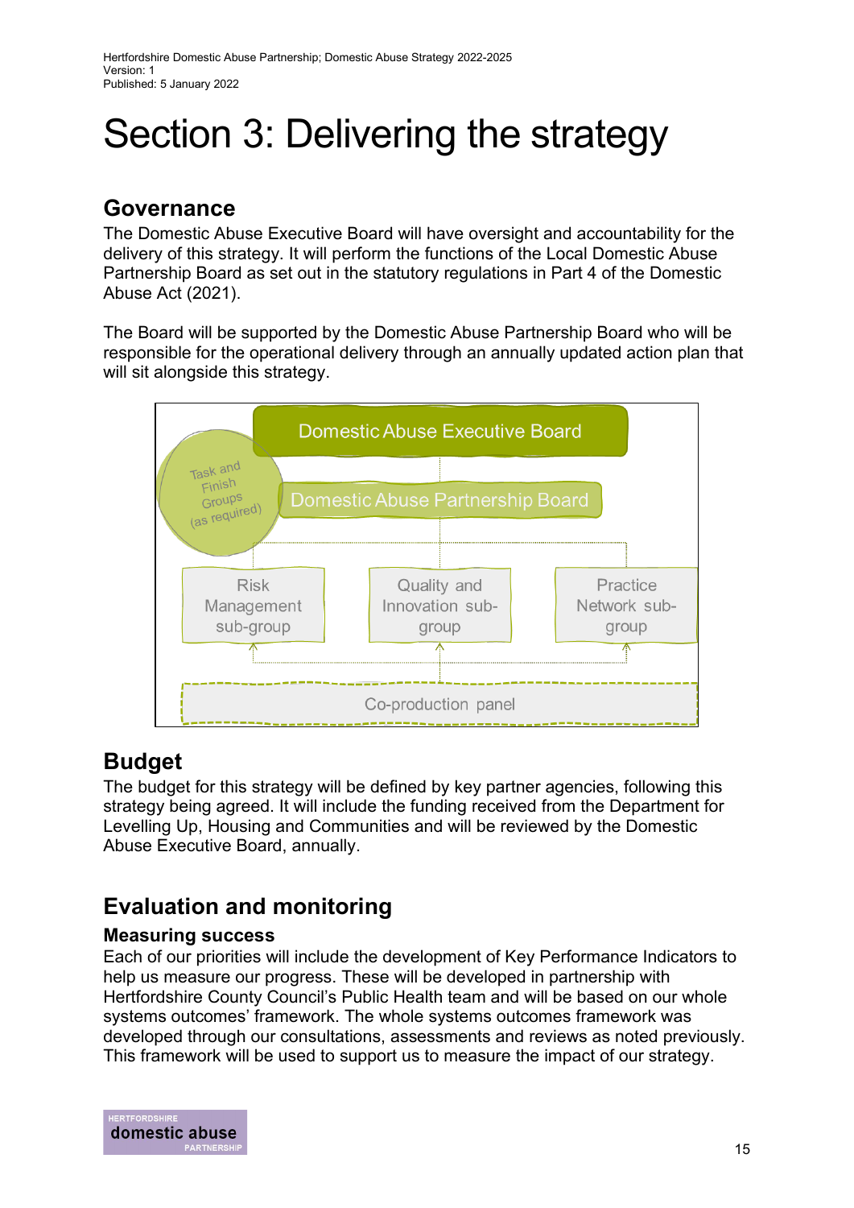# Section 3: Delivering the strategy

## Governance

The Domestic Abuse Executive Board will have oversight and accountability for the delivery of this strategy. It will perform the functions of the Local Domestic Abuse Partnership Board as set out in the statutory regulations in Part 4 of the Domestic Abuse Act (2021).

The Board will be supported by the Domestic Abuse Partnership Board who will be responsible for the operational delivery through an annually updated action plan that will sit alongside this strategy.

Domestic Abuse Executive Board

Task and Finish Groups (as required)

Domestic Abuse Partnership Board

Risk Management sub-group

Quality and Innovation sub-group

Practice Network sub-group

Co-production panel

## Budget

The budget for this strategy will be defined by key partner agencies, following this strategy being agreed. It will include the funding received from the Department for Levelling Up, Housing and Communities and will be reviewed by the Domestic Abuse Executive Board, annually.

## Evaluation and monitoring

### Measuring success

Each of our priorities will include the development of Key Performance Indicators to help us measure our progress. These will be developed in partnership with Hertfordshire County Council's Public Health team and will be based on our whole systems outcomes' framework. The whole systems outcomes framework was developed through our consultations, assessments and reviews as noted previously. This framework will be used to support us to measure the impact of our strategy.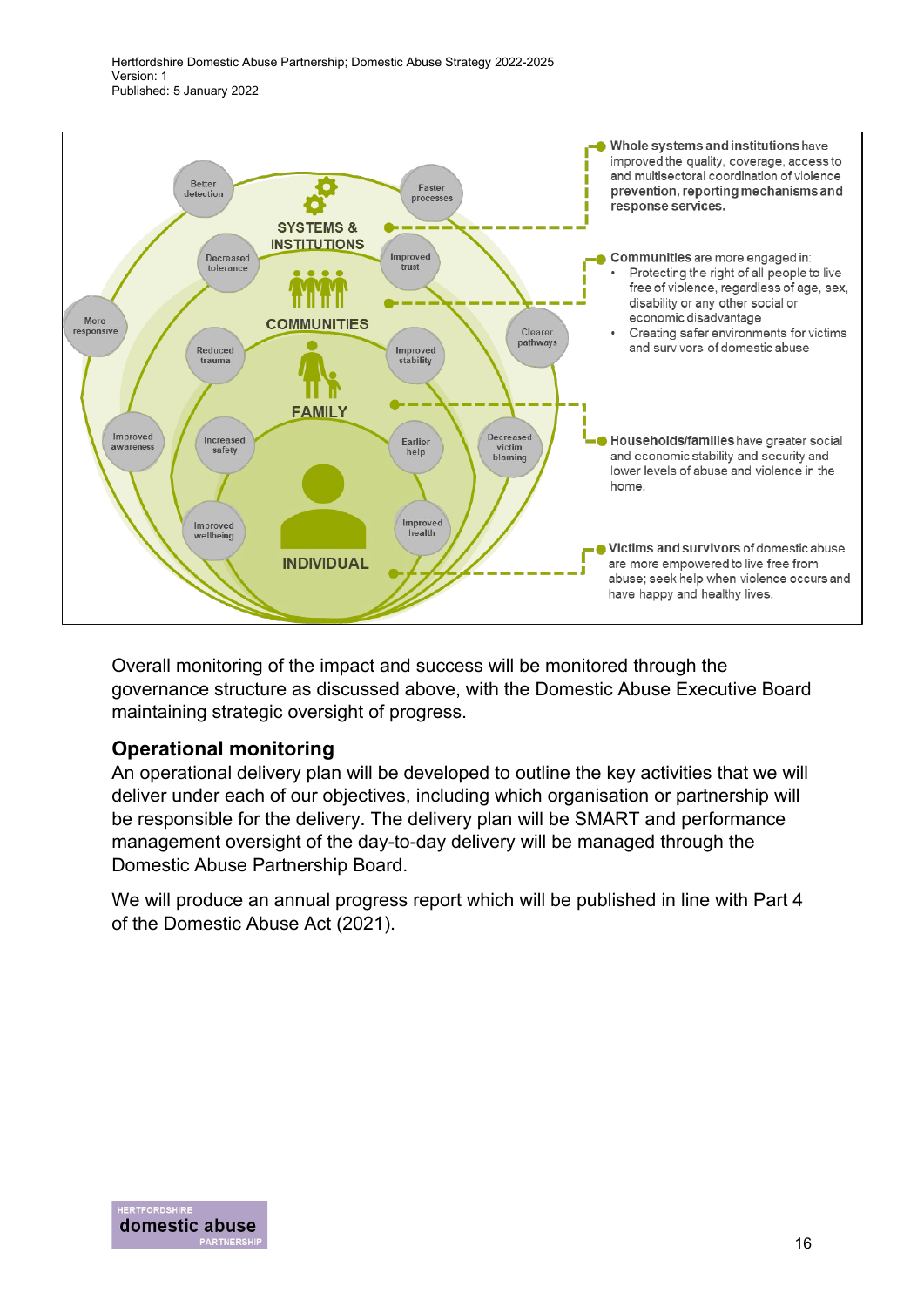SYSTEMS & INSTITUTIONS

COMMUNITIES

FAMILY

INDIVIDUAL

Better detection

Faster processes

Decreased tolerance

Improved trust

More responsive

Clearer pathways

Reduced trauma

Improved stability

Improved awareness

Increased safety

Earlier help

Decreased victim blaming

Improved wellbeing

Improved health

**Whole systems and institutions** have improved the quality, coverage, access to and multisectoral coordination of violence prevention, reporting mechanisms and response services.

**Communities** are more engaged in:

- Protecting the right of all people to live free of violence, regardless of age, sex, disability or any other social or economic disadvantage
- Creating safer environments for victims and survivors of domestic abuse

**Households/families** have greater social and economic stability and security and lower levels of abuse and violence in the home.

**Victims and survivors** of domestic abuse are more empowered to live free from abuse; seek help when violence occurs and have happy and healthy lives.

Overall monitoring of the impact and success will be monitored through the governance structure as discussed above, with the Domestic Abuse Executive Board maintaining strategic oversight of progress.

## Operational monitoring

An operational delivery plan will be developed to outline the key activities that we will deliver under each of our objectives, including which organisation or partnership will be responsible for the delivery. The delivery plan will be SMART and performance management oversight of the day-to-day delivery will be managed through the Domestic Abuse Partnership Board.

We will produce an annual progress report which will be published in line with Part 4 of the Domestic Abuse Act (2021).